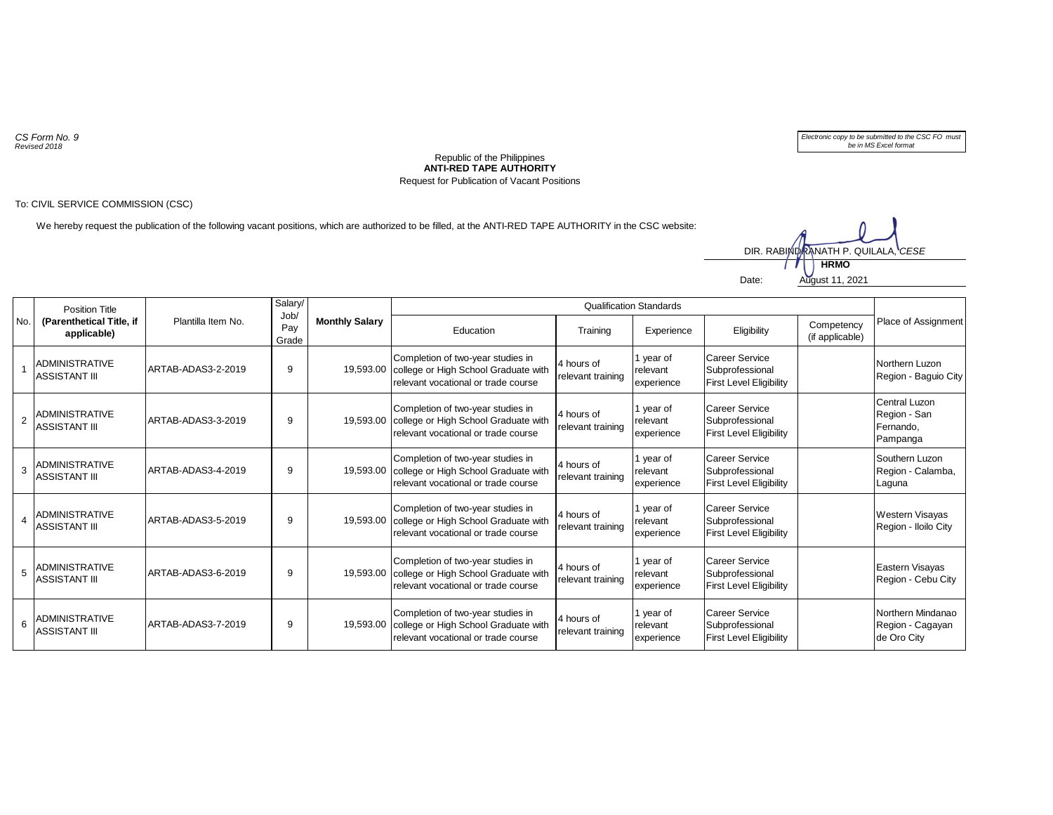*CS Form No. 9*
*Revised 2018*

*Electronic copy to be submitted to the CSC FO must be in MS Excel format*

Republic of the Philippines
**ANTI-RED TAPE AUTHORITY**
Request for Publication of Vacant Positions

To: CIVIL SERVICE COMMISSION (CSC)

We hereby request the publication of the following vacant positions, which are authorized to be filled, at the ANTI-RED TAPE AUTHORITY in the CSC website:

DIR. RABINDRANATH P. QUILALA, *CESE*
**HRMO**

Date: August 11, 2021

| No. | Position Title (Parenthetical Title, if applicable) | Plantilla Item No. | Salary/ Job/ Pay Grade | Monthly Salary | Qualification Standards | | | | | Place of Assignment |
|---|---|---|---|---|---|---|---|---|---|---|
| | | | | | Education | Training | Experience | Eligibility | Competency (if applicable) | |
| 1 | ADMINISTRATIVE ASSISTANT III | ARTAB-ADAS3-2-2019 | 9 | 19,593.00 | Completion of two-year studies in college or High School Graduate with relevant vocational or trade course | 4 hours of relevant training | 1 year of relevant experience | Career Service Subprofessional First Level Eligibility | | Northern Luzon Region - Baguio City |
| 2 | ADMINISTRATIVE ASSISTANT III | ARTAB-ADAS3-3-2019 | 9 | 19,593.00 | Completion of two-year studies in college or High School Graduate with relevant vocational or trade course | 4 hours of relevant training | 1 year of relevant experience | Career Service Subprofessional First Level Eligibility | | Central Luzon Region - San Fernando, Pampanga |
| 3 | ADMINISTRATIVE ASSISTANT III | ARTAB-ADAS3-4-2019 | 9 | 19,593.00 | Completion of two-year studies in college or High School Graduate with relevant vocational or trade course | 4 hours of relevant training | 1 year of relevant experience | Career Service Subprofessional First Level Eligibility | | Southern Luzon Region - Calamba, Laguna |
| 4 | ADMINISTRATIVE ASSISTANT III | ARTAB-ADAS3-5-2019 | 9 | 19,593.00 | Completion of two-year studies in college or High School Graduate with relevant vocational or trade course | 4 hours of relevant training | 1 year of relevant experience | Career Service Subprofessional First Level Eligibility | | Western Visayas Region - Iloilo City |
| 5 | ADMINISTRATIVE ASSISTANT III | ARTAB-ADAS3-6-2019 | 9 | 19,593.00 | Completion of two-year studies in college or High School Graduate with relevant vocational or trade course | 4 hours of relevant training | 1 year of relevant experience | Career Service Subprofessional First Level Eligibility | | Eastern Visayas Region - Cebu City |
| 6 | ADMINISTRATIVE ASSISTANT III | ARTAB-ADAS3-7-2019 | 9 | 19,593.00 | Completion of two-year studies in college or High School Graduate with relevant vocational or trade course | 4 hours of relevant training | 1 year of relevant experience | Career Service Subprofessional First Level Eligibility | | Northern Mindanao Region - Cagayan de Oro City |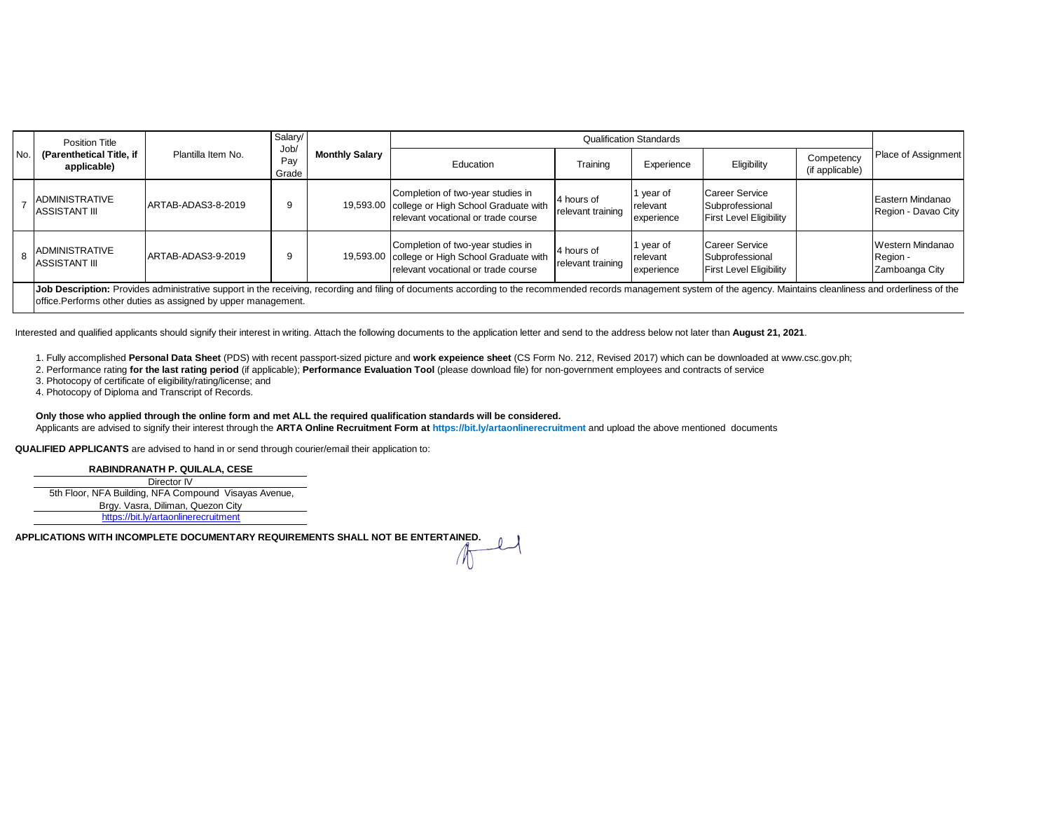| No. | Position Title (Parenthetical Title, if applicable) | Plantilla Item No. | Salary/ Job/ Pay Grade | Monthly Salary | Qualification Standards | | | | | Place of Assignment |
|---|---|---|---|---|---|---|---|---|---|---|
| | | | | | Education | Training | Experience | Eligibility | Competency (if applicable) | |
| 7 | ADMINISTRATIVE ASSISTANT III | ARTAB-ADAS3-8-2019 | 9 | 19,593.00 | Completion of two-year studies in college or High School Graduate with relevant vocational or trade course | 4 hours of relevant training | 1 year of relevant experience | Career Service Subprofessional First Level Eligibility | | Eastern Mindanao Region - Davao City |
| 8 | ADMINISTRATIVE ASSISTANT III | ARTAB-ADAS3-9-2019 | 9 | 19,593.00 | Completion of two-year studies in college or High School Graduate with relevant vocational or trade course | 4 hours of relevant training | 1 year of relevant experience | Career Service Subprofessional First Level Eligibility | | Western Mindanao Region - Zamboanga City |

**Job Description:** Provides administrative support in the receiving, recording and filing of documents according to the recommended records management system of the agency. Maintains cleanliness and orderliness of the office.Performs other duties as assigned by upper management.

Interested and qualified applicants should signify their interest in writing. Attach the following documents to the application letter and send to the address below not later than **August 21, 2021**.

1. Fully accomplished **Personal Data Sheet** (PDS) with recent passport-sized picture and **work expeience sheet** (CS Form No. 212, Revised 2017) which can be downloaded at www.csc.gov.ph;
2. Performance rating **for the last rating period** (if applicable); **Performance Evaluation Tool** (please download file) for non-government employees and contracts of service
3. Photocopy of certificate of eligibility/rating/license; and
4. Photocopy of Diploma and Transcript of Records.

**Only those who applied through the online form and met ALL the required qualification standards will be considered.**
Applicants are advised to signify their interest through the **ARTA Online Recruitment Form at https://bit.ly/artaonlinerecruitment** and upload the above mentioned documents

**QUALIFIED APPLICANTS** are advised to hand in or send through courier/email their application to:

**RABINDRANATH P. QUILALA, CESE**
Director IV
5th Floor, NFA Building, NFA Compound Visayas Avenue,
Brgy. Vasra, Diliman, Quezon City
https://bit.ly/artaonlinerecruitment

**APPLICATIONS WITH INCOMPLETE DOCUMENTARY REQUIREMENTS SHALL NOT BE ENTERTAINED.**